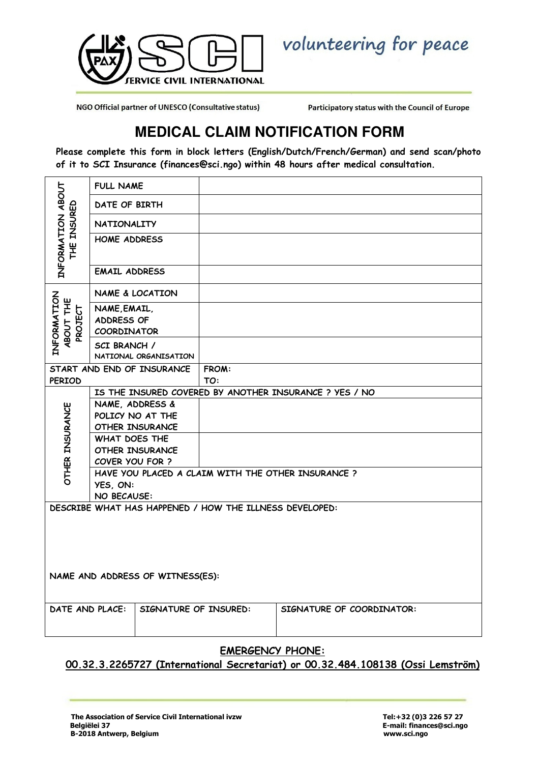SERVICE CIVIL INTERNATIONAL

*volunteering for peace*

NGO Official partner of UNESCO (Consultative status)

Participatory status with the Council of Europe

# MEDICAL CLAIM NOTIFICATION FORM

**Please complete this form in block letters (English/Dutch/French/German) and send scan/photo of it to SCI Insurance (finances@sci.ngo) within 48 hours after medical consultation.**

| | | |
|---|---|---|
| INFORMATION ABOUT THE INSURED | FULL NAME | |
| | DATE OF BIRTH | |
| | NATIONALITY | |
| | HOME ADDRESS | |
| | EMAIL ADDRESS | |
| INFORMATION ABOUT THE PROJECT | NAME & LOCATION | |
| | NAME, EMAIL, ADDRESS OF COORDINATOR | |
| | SCI BRANCH / NATIONAL ORGANISATION | |
| START AND END OF INSURANCE PERIOD | | FROM:<br>TO: |
| OTHER INSURANCE | IS THE INSURED COVERED BY ANOTHER INSURANCE ? YES / NO | |
| | NAME, ADDRESS & POLICY NO AT THE OTHER INSURANCE | |
| | WHAT DOES THE OTHER INSURANCE COVER YOU FOR ? | |
| | HAVE YOU PLACED A CLAIM WITH THE OTHER INSURANCE ?<br>YES, ON:<br>NO BECAUSE: | |

DESCRIBE WHAT HAS HAPPENED / HOW THE ILLNESS DEVELOPED:

NAME AND ADDRESS OF WITNESS(ES):

| DATE AND PLACE: | SIGNATURE OF INSURED: | SIGNATURE OF COORDINATOR: |
|---|---|---|
| | | |

**EMERGENCY PHONE:**

**00.32.3.2265727 (International Secretariat) or 00.32.484.108138 (Ossi Lemström)**

**The Association of Service Civil International ivzw**
**Belgiëlei 37**
**B-2018 Antwerp, Belgium**

**Tel:+32 (0)3 226 57 27**
**E-mail: finances@sci.ngo**
**www.sci.ngo**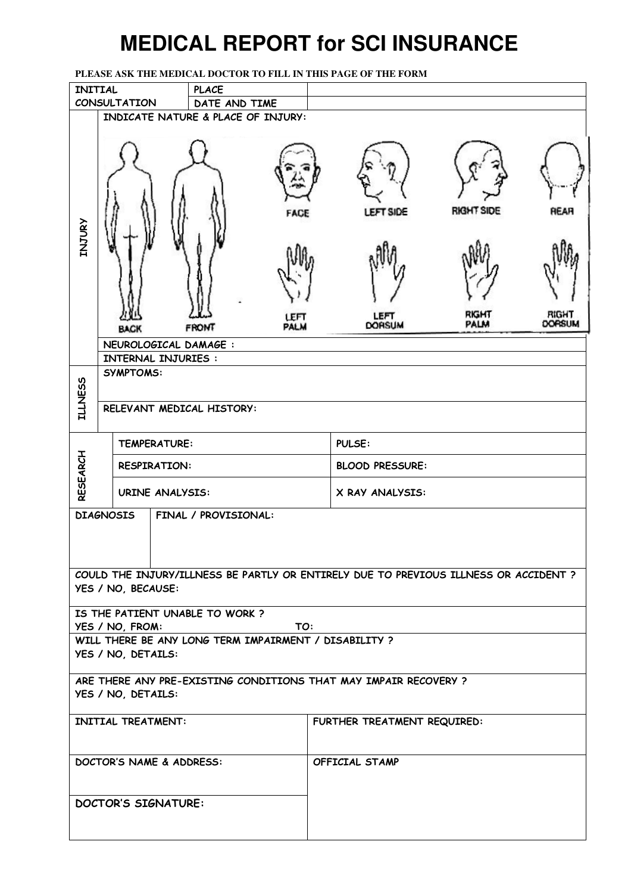# MEDICAL REPORT for SCI INSURANCE

**PLEASE ASK THE MEDICAL DOCTOR TO FILL IN THIS PAGE OF THE FORM**

| | | |
|---|---|---|
| INITIAL CONSULTATION | PLACE | |
| | DATE AND TIME | |

**INJURY**

INDICATE NATURE & PLACE OF INJURY:

BACK FRONT FACE LEFT SIDE RIGHT SIDE REAR

LEFT PALM LEFT DORSUM RIGHT PALM RIGHT DORSUM

NEUROLOGICAL DAMAGE :

INTERNAL INJURIES :

**ILLNESS**

SYMPTOMS:

RELEVANT MEDICAL HISTORY:

**RESEARCH**

| | |
|---|---|
| TEMPERATURE: | PULSE: |
| RESPIRATION: | BLOOD PRESSURE: |
| URINE ANALYSIS: | X RAY ANALYSIS: |

| | |
|---|---|
| DIAGNOSIS | FINAL / PROVISIONAL: |

COULD THE INJURY/ILLNESS BE PARTLY OR ENTIRELY DUE TO PREVIOUS ILLNESS OR ACCIDENT ?
YES / NO, BECAUSE:

IS THE PATIENT UNABLE TO WORK ?
YES / NO, FROM: TO:

WILL THERE BE ANY LONG TERM IMPAIRMENT / DISABILITY ?
YES / NO, DETAILS:

ARE THERE ANY PRE-EXISTING CONDITIONS THAT MAY IMPAIR RECOVERY ?
YES / NO, DETAILS:

| | |
|---|---|
| INITIAL TREATMENT: | FURTHER TREATMENT REQUIRED: |
| DOCTOR'S NAME & ADDRESS: | OFFICIAL STAMP |
| DOCTOR'S SIGNATURE: | |